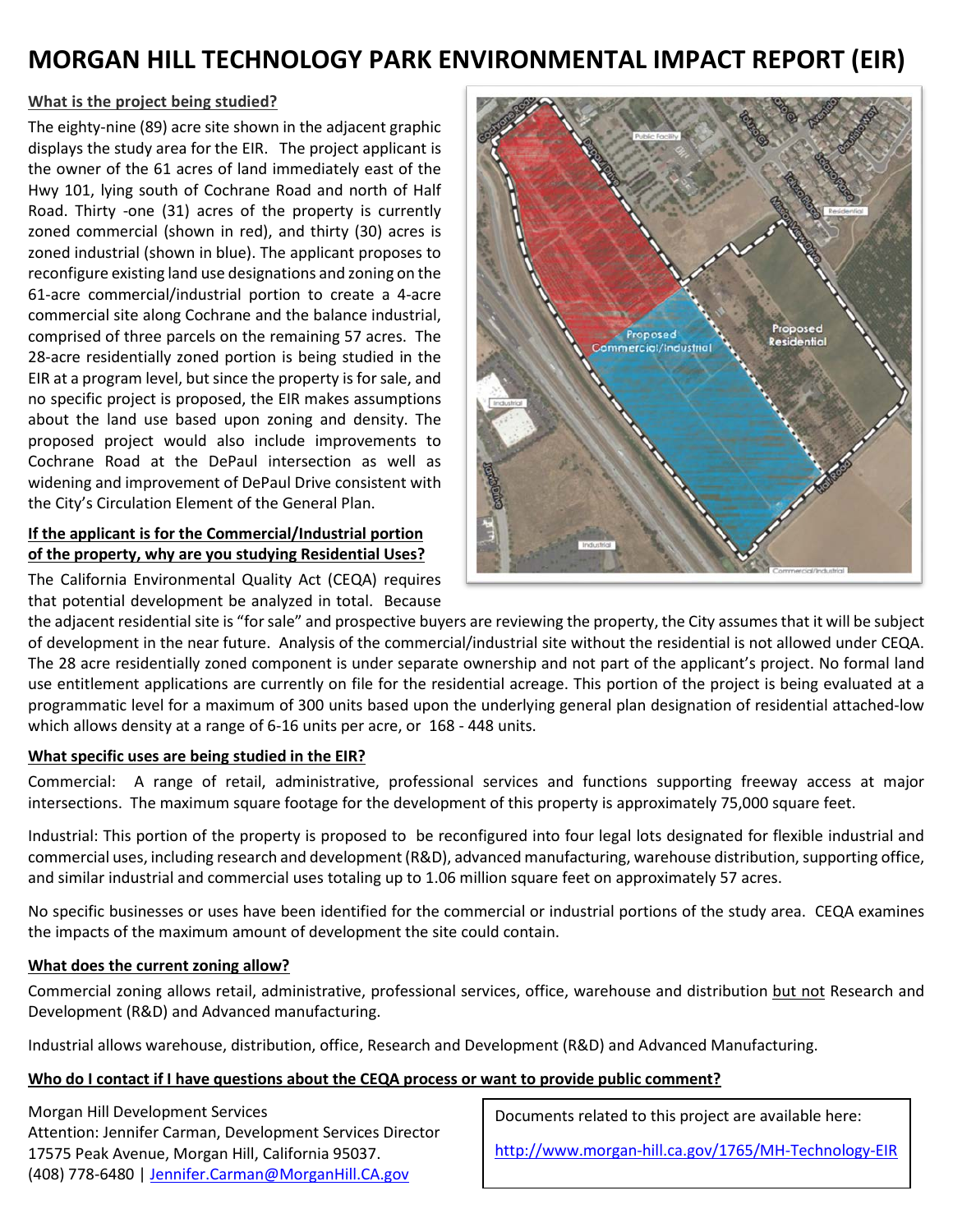# MORGAN HILL TECHNOLOGY PARK ENVIRONMENTAL IMPACT REPORT (EIR)

**What is the project being studied?**

The eighty-nine (89) acre site shown in the adjacent graphic displays the study area for the EIR. The project applicant is the owner of the 61 acres of land immediately east of the Hwy 101, lying south of Cochrane Road and north of Half Road. Thirty -one (31) acres of the property is currently zoned commercial (shown in red), and thirty (30) acres is zoned industrial (shown in blue). The applicant proposes to reconfigure existing land use designations and zoning on the 61-acre commercial/industrial portion to create a 4-acre commercial site along Cochrane and the balance industrial, comprised of three parcels on the remaining 57 acres. The 28-acre residentially zoned portion is being studied in the EIR at a program level, but since the property is for sale, and no specific project is proposed, the EIR makes assumptions about the land use based upon zoning and density. The proposed project would also include improvements to Cochrane Road at the DePaul intersection as well as widening and improvement of DePaul Drive consistent with the City's Circulation Element of the General Plan.

**If the applicant is for the Commercial/Industrial portion of the property, why are you studying Residential Uses?**

The California Environmental Quality Act (CEQA) requires that potential development be analyzed in total. Because the adjacent residential site is "for sale" and prospective buyers are reviewing the property, the City assumes that it will be subject of development in the near future. Analysis of the commercial/industrial site without the residential is not allowed under CEQA. The 28 acre residentially zoned component is under separate ownership and not part of the applicant's project. No formal land use entitlement applications are currently on file for the residential acreage. This portion of the project is being evaluated at a programmatic level for a maximum of 300 units based upon the underlying general plan designation of residential attached-low which allows density at a range of 6-16 units per acre, or 168 - 448 units.

**What specific uses are being studied in the EIR?**

Commercial: A range of retail, administrative, professional services and functions supporting freeway access at major intersections. The maximum square footage for the development of this property is approximately 75,000 square feet.

Industrial: This portion of the property is proposed to be reconfigured into four legal lots designated for flexible industrial and commercial uses, including research and development (R&D), advanced manufacturing, warehouse distribution, supporting office, and similar industrial and commercial uses totaling up to 1.06 million square feet on approximately 57 acres.

No specific businesses or uses have been identified for the commercial or industrial portions of the study area. CEQA examines the impacts of the maximum amount of development the site could contain.

**What does the current zoning allow?**

Commercial zoning allows retail, administrative, professional services, office, warehouse and distribution but not Research and Development (R&D) and Advanced manufacturing.

Industrial allows warehouse, distribution, office, Research and Development (R&D) and Advanced Manufacturing.

**Who do I contact if I have questions about the CEQA process or want to provide public comment?**

Morgan Hill Development Services
Attention: Jennifer Carman, Development Services Director
17575 Peak Avenue, Morgan Hill, California 95037.
(408) 778-6480 | Jennifer.Carman@MorganHill.CA.gov

Documents related to this project are available here:

http://www.morgan-hill.ca.gov/1765/MH-Technology-EIR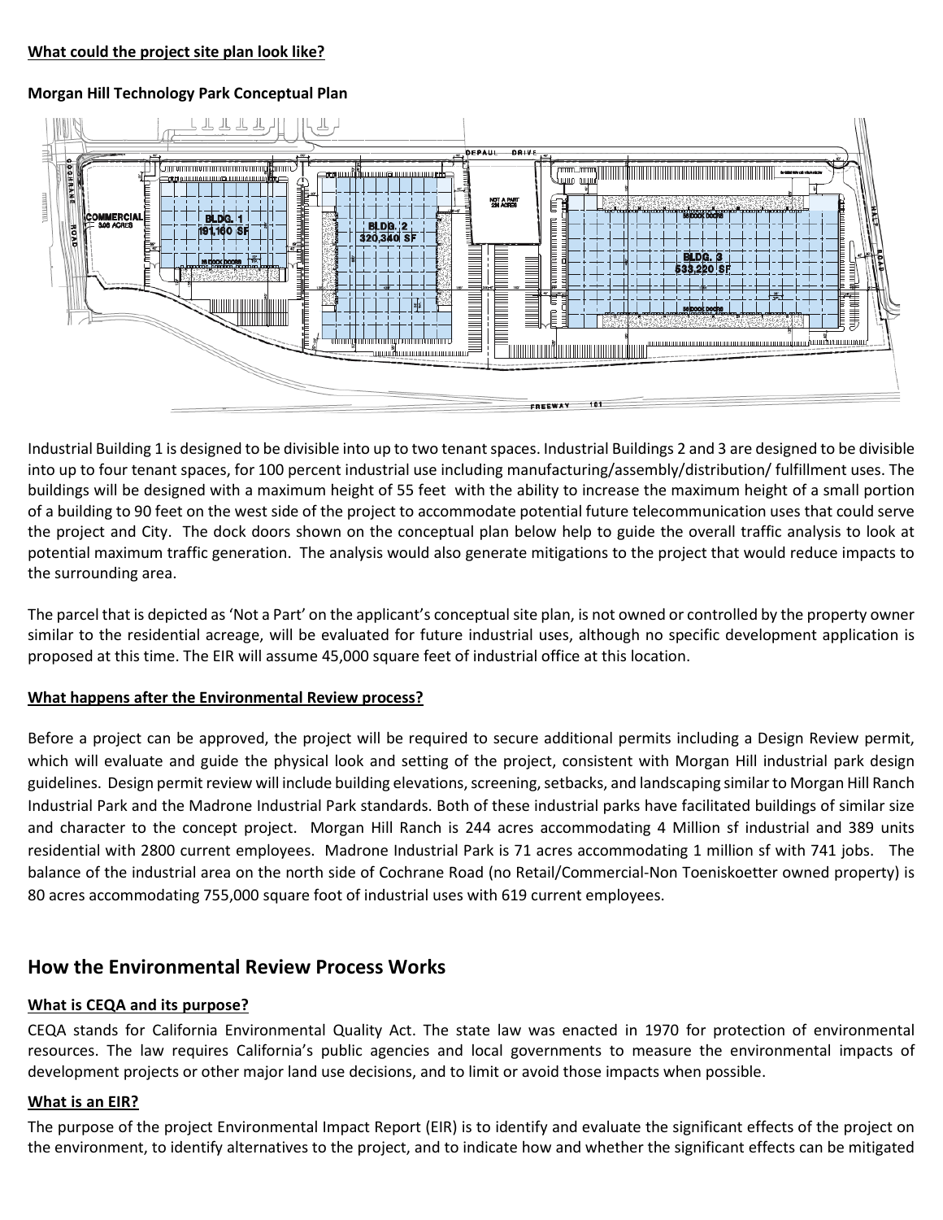**What could the project site plan look like?**

**Morgan Hill Technology Park Conceptual Plan**

Industrial Building 1 is designed to be divisible into up to two tenant spaces. Industrial Buildings 2 and 3 are designed to be divisible into up to four tenant spaces, for 100 percent industrial use including manufacturing/assembly/distribution/ fulfillment uses. The buildings will be designed with a maximum height of 55 feet with the ability to increase the maximum height of a small portion of a building to 90 feet on the west side of the project to accommodate potential future telecommunication uses that could serve the project and City. The dock doors shown on the conceptual plan below help to guide the overall traffic analysis to look at potential maximum traffic generation. The analysis would also generate mitigations to the project that would reduce impacts to the surrounding area.

The parcel that is depicted as 'Not a Part' on the applicant's conceptual site plan, is not owned or controlled by the property owner similar to the residential acreage, will be evaluated for future industrial uses, although no specific development application is proposed at this time. The EIR will assume 45,000 square feet of industrial office at this location.

**What happens after the Environmental Review process?**

Before a project can be approved, the project will be required to secure additional permits including a Design Review permit, which will evaluate and guide the physical look and setting of the project, consistent with Morgan Hill industrial park design guidelines. Design permit review will include building elevations, screening, setbacks, and landscaping similar to Morgan Hill Ranch Industrial Park and the Madrone Industrial Park standards. Both of these industrial parks have facilitated buildings of similar size and character to the concept project. Morgan Hill Ranch is 244 acres accommodating 4 Million sf industrial and 389 units residential with 2800 current employees. Madrone Industrial Park is 71 acres accommodating 1 million sf with 741 jobs. The balance of the industrial area on the north side of Cochrane Road (no Retail/Commercial-Non Toeniskoetter owned property) is 80 acres accommodating 755,000 square foot of industrial uses with 619 current employees.

## How the Environmental Review Process Works

**What is CEQA and its purpose?**

CEQA stands for California Environmental Quality Act. The state law was enacted in 1970 for protection of environmental resources. The law requires California's public agencies and local governments to measure the environmental impacts of development projects or other major land use decisions, and to limit or avoid those impacts when possible.

**What is an EIR?**

The purpose of the project Environmental Impact Report (EIR) is to identify and evaluate the significant effects of the project on the environment, to identify alternatives to the project, and to indicate how and whether the significant effects can be mitigated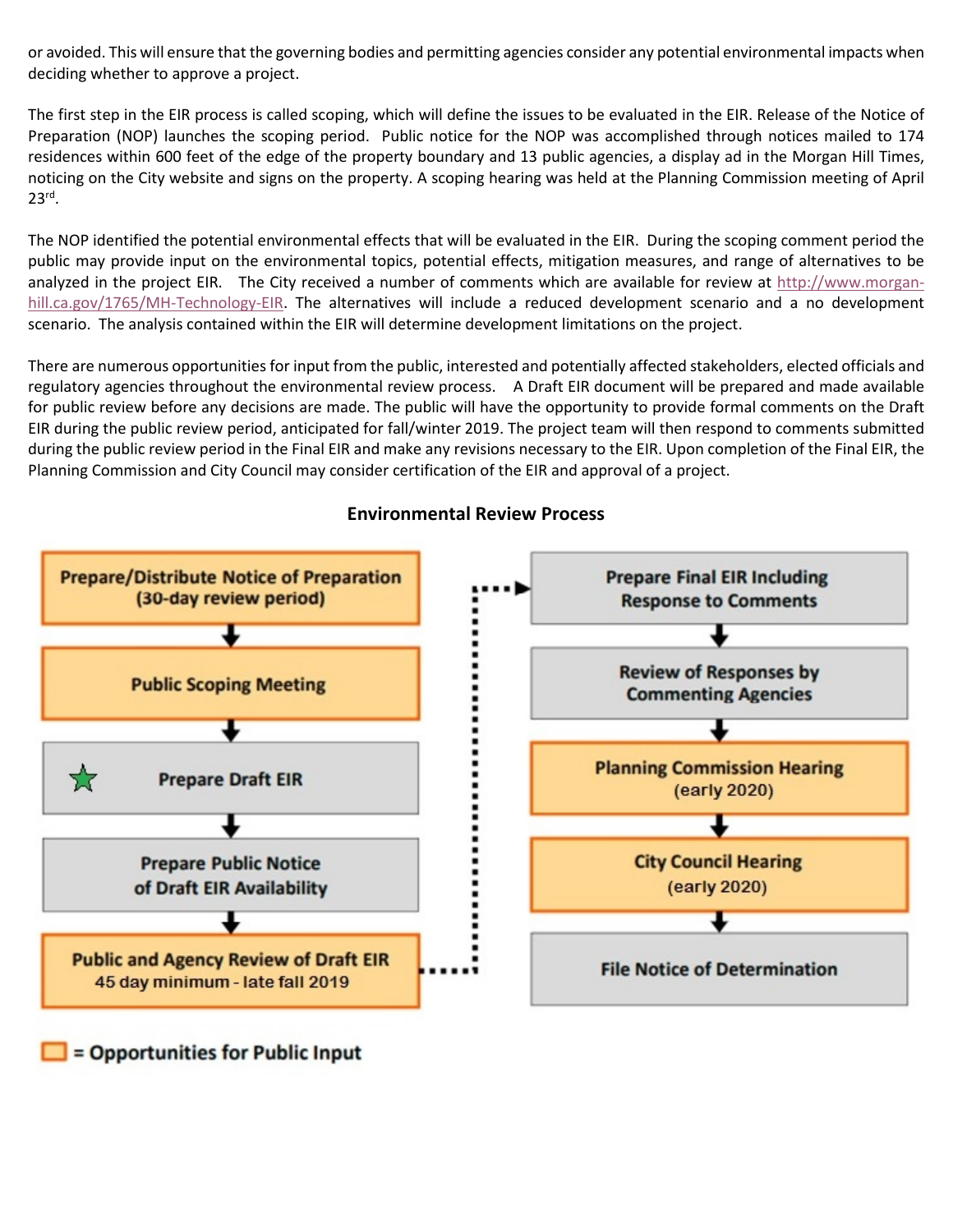or avoided. This will ensure that the governing bodies and permitting agencies consider any potential environmental impacts when deciding whether to approve a project.

The first step in the EIR process is called scoping, which will define the issues to be evaluated in the EIR. Release of the Notice of Preparation (NOP) launches the scoping period. Public notice for the NOP was accomplished through notices mailed to 174 residences within 600 feet of the edge of the property boundary and 13 public agencies, a display ad in the Morgan Hill Times, noticing on the City website and signs on the property. A scoping hearing was held at the Planning Commission meeting of April 23rd.

The NOP identified the potential environmental effects that will be evaluated in the EIR. During the scoping comment period the public may provide input on the environmental topics, potential effects, mitigation measures, and range of alternatives to be analyzed in the project EIR. The City received a number of comments which are available for review at http://www.morgan-hill.ca.gov/1765/MH-Technology-EIR. The alternatives will include a reduced development scenario and a no development scenario. The analysis contained within the EIR will determine development limitations on the project.

There are numerous opportunities for input from the public, interested and potentially affected stakeholders, elected officials and regulatory agencies throughout the environmental review process. A Draft EIR document will be prepared and made available for public review before any decisions are made. The public will have the opportunity to provide formal comments on the Draft EIR during the public review period, anticipated for fall/winter 2019. The project team will then respond to comments submitted during the public review period in the Final EIR and make any revisions necessary to the EIR. Upon completion of the Final EIR, the Planning Commission and City Council may consider certification of the EIR and approval of a project.

**Environmental Review Process**

Prepare/Distribute Notice of Preparation (30-day review period)

Public Scoping Meeting

Prepare Draft EIR

Prepare Public Notice of Draft EIR Availability

Public and Agency Review of Draft EIR 45 day minimum - late fall 2019

Prepare Final EIR Including Response to Comments

Review of Responses by Commenting Agencies

Planning Commission Hearing (early 2020)

City Council Hearing (early 2020)

File Notice of Determination

= Opportunities for Public Input